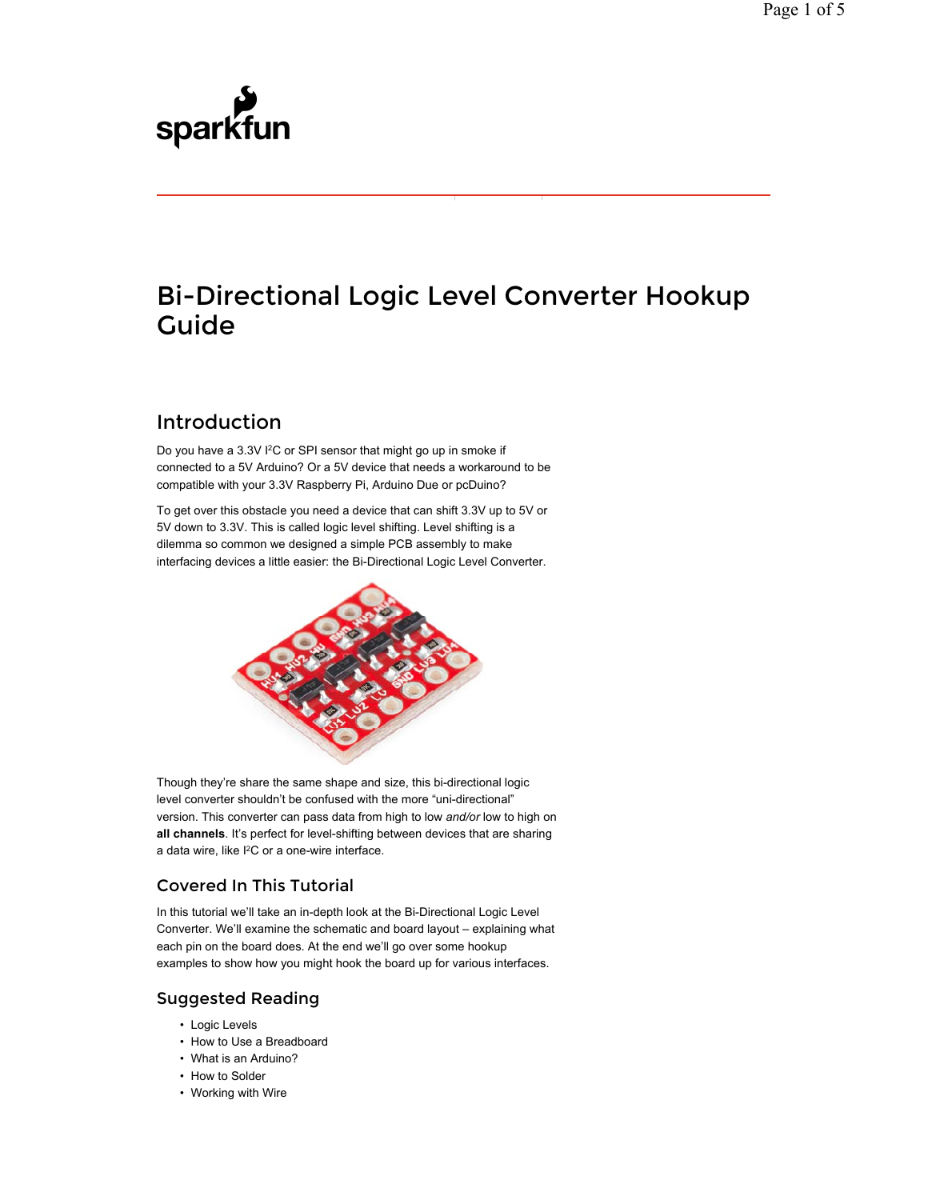sparkfun

# Bi-Directional Logic Level Converter Hookup Guide

## Introduction

Do you have a 3.3V I²C or SPI sensor that might go up in smoke if connected to a 5V Arduino? Or a 5V device that needs a workaround to be compatible with your 3.3V Raspberry Pi, Arduino Due or pcDuino?

To get over this obstacle you need a device that can shift 3.3V up to 5V or 5V down to 3.3V. This is called logic level shifting. Level shifting is a dilemma so common we designed a simple PCB assembly to make interfacing devices a little easier: the Bi-Directional Logic Level Converter.

Though they're share the same shape and size, this bi-directional logic level converter shouldn't be confused with the more "uni-directional" version. This converter can pass data from high to low *and/or* low to high on **all channels**. It's perfect for level-shifting between devices that are sharing a data wire, like I²C or a one-wire interface.

### Covered In This Tutorial

In this tutorial we'll take an in-depth look at the Bi-Directional Logic Level Converter. We'll examine the schematic and board layout – explaining what each pin on the board does. At the end we'll go over some hookup examples to show how you might hook the board up for various interfaces.

### Suggested Reading

- Logic Levels
- How to Use a Breadboard
- What is an Arduino?
- How to Solder
- Working with Wire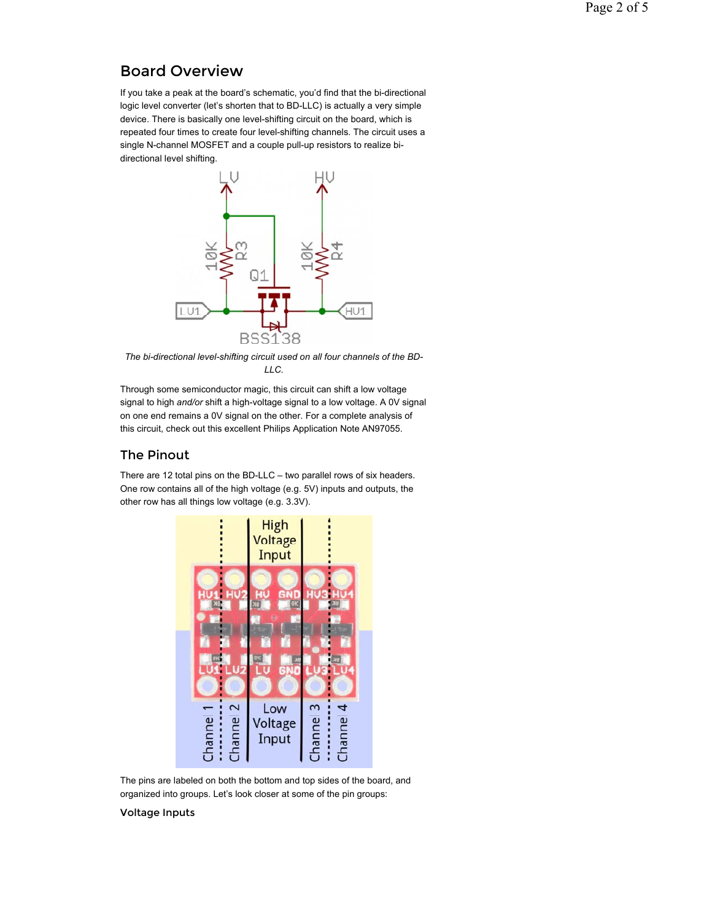## Board Overview

If you take a peak at the board's schematic, you'd find that the bi-directional logic level converter (let's shorten that to BD-LLC) is actually a very simple device. There is basically one level-shifting circuit on the board, which is repeated four times to create four level-shifting channels. The circuit uses a single N-channel MOSFET and a couple pull-up resistors to realize bi-directional level shifting.

*The bi-directional level-shifting circuit used on all four channels of the BD-LLC.*

Through some semiconductor magic, this circuit can shift a low voltage signal to high *and/or* shift a high-voltage signal to a low voltage. A 0V signal on one end remains a 0V signal on the other. For a complete analysis of this circuit, check out this excellent Philips Application Note AN97055.

### The Pinout

There are 12 total pins on the BD-LLC – two parallel rows of six headers. One row contains all of the high voltage (e.g. 5V) inputs and outputs, the other row has all things low voltage (e.g. 3.3V).

The pins are labeled on both the bottom and top sides of the board, and organized into groups. Let's look closer at some of the pin groups:

#### Voltage Inputs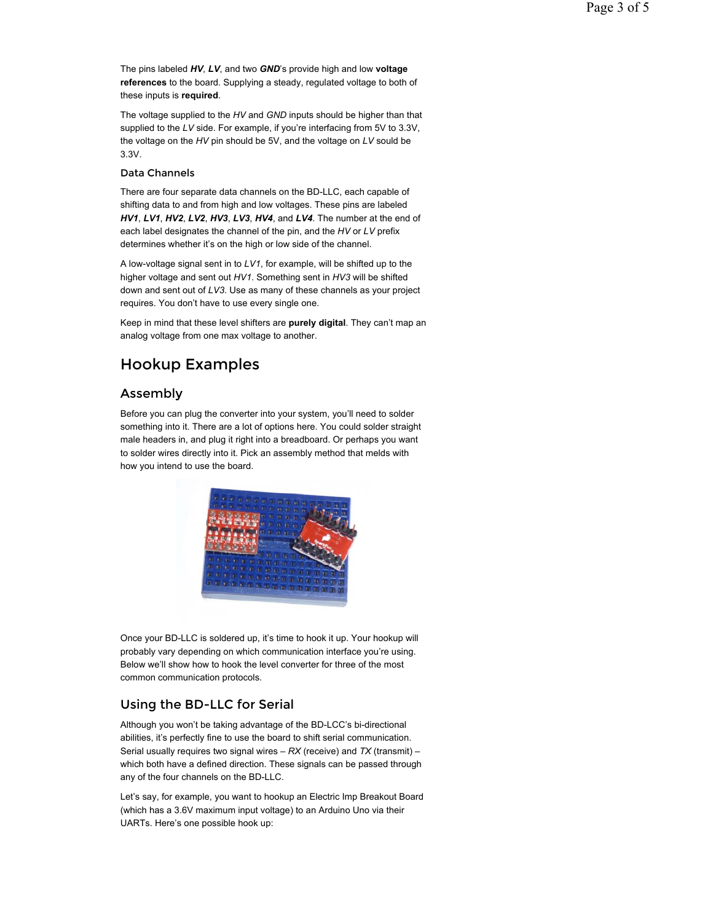The pins labeled ***HV***, ***LV***, and two ***GND***'s provide high and low **voltage references** to the board. Supplying a steady, regulated voltage to both of these inputs is **required**.

The voltage supplied to the *HV* and *GND* inputs should be higher than that supplied to the *LV* side. For example, if you're interfacing from 5V to 3.3V, the voltage on the *HV* pin should be 5V, and the voltage on *LV* sould be 3.3V.

### Data Channels

There are four separate data channels on the BD-LLC, each capable of shifting data to and from high and low voltages. These pins are labeled ***HV1***, ***LV1***, ***HV2***, ***LV2***, ***HV3***, ***LV3***, ***HV4***, and ***LV4***. The number at the end of each label designates the channel of the pin, and the *HV* or *LV* prefix determines whether it's on the high or low side of the channel.

A low-voltage signal sent in to *LV1*, for example, will be shifted up to the higher voltage and sent out *HV1*. Something sent in *HV3* will be shifted down and sent out of *LV3*. Use as many of these channels as your project requires. You don't have to use every single one.

Keep in mind that these level shifters are **purely digital**. They can't map an analog voltage from one max voltage to another.

# Hookup Examples

## Assembly

Before you can plug the converter into your system, you'll need to solder something into it. There are a lot of options here. You could solder straight male headers in, and plug it right into a breadboard. Or perhaps you want to solder wires directly into it. Pick an assembly method that melds with how you intend to use the board.

Once your BD-LLC is soldered up, it's time to hook it up. Your hookup will probably vary depending on which communication interface you're using. Below we'll show how to hook the level converter for three of the most common communication protocols.

## Using the BD-LLC for Serial

Although you won't be taking advantage of the BD-LCC's bi-directional abilities, it's perfectly fine to use the board to shift serial communication. Serial usually requires two signal wires – *RX* (receive) and *TX* (transmit) – which both have a defined direction. These signals can be passed through any of the four channels on the BD-LLC.

Let's say, for example, you want to hookup an Electric Imp Breakout Board (which has a 3.6V maximum input voltage) to an Arduino Uno via their UARTs. Here's one possible hook up: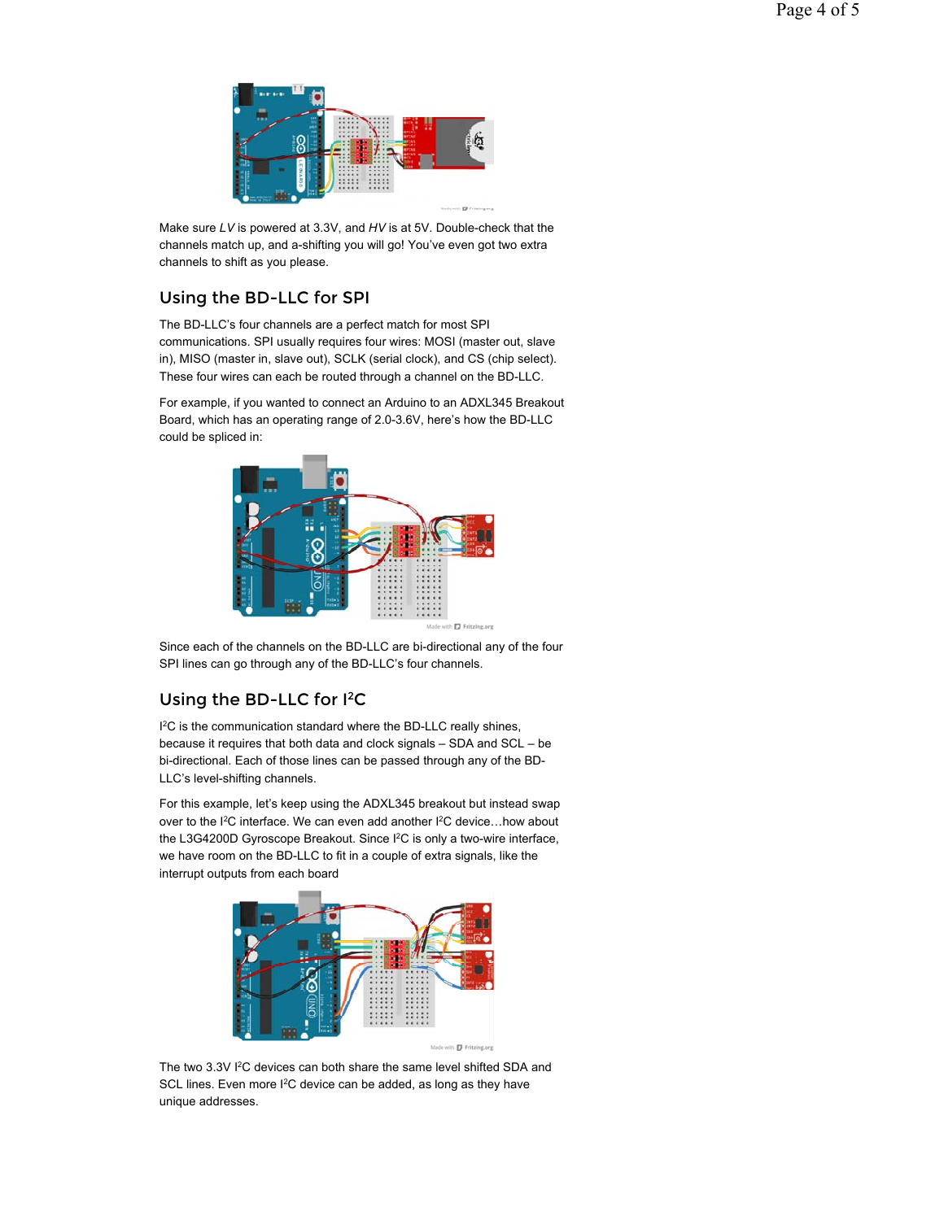Make sure *LV* is powered at 3.3V, and *HV* is at 5V. Double-check that the channels match up, and a-shifting you will go! You've even got two extra channels to shift as you please.

## Using the BD-LLC for SPI

The BD-LLC's four channels are a perfect match for most SPI communications. SPI usually requires four wires: MOSI (master out, slave in), MISO (master in, slave out), SCLK (serial clock), and CS (chip select). These four wires can each be routed through a channel on the BD-LLC.

For example, if you wanted to connect an Arduino to an ADXL345 Breakout Board, which has an operating range of 2.0-3.6V, here's how the BD-LLC could be spliced in:

Since each of the channels on the BD-LLC are bi-directional any of the four SPI lines can go through any of the BD-LLC's four channels.

## Using the BD-LLC for I²C

I²C is the communication standard where the BD-LLC really shines, because it requires that both data and clock signals – SDA and SCL – be bi-directional. Each of those lines can be passed through any of the BD-LLC's level-shifting channels.

For this example, let's keep using the ADXL345 breakout but instead swap over to the I²C interface. We can even add another I²C device…how about the L3G4200D Gyroscope Breakout. Since I²C is only a two-wire interface, we have room on the BD-LLC to fit in a couple of extra signals, like the interrupt outputs from each board

The two 3.3V I²C devices can both share the same level shifted SDA and SCL lines. Even more I²C device can be added, as long as they have unique addresses.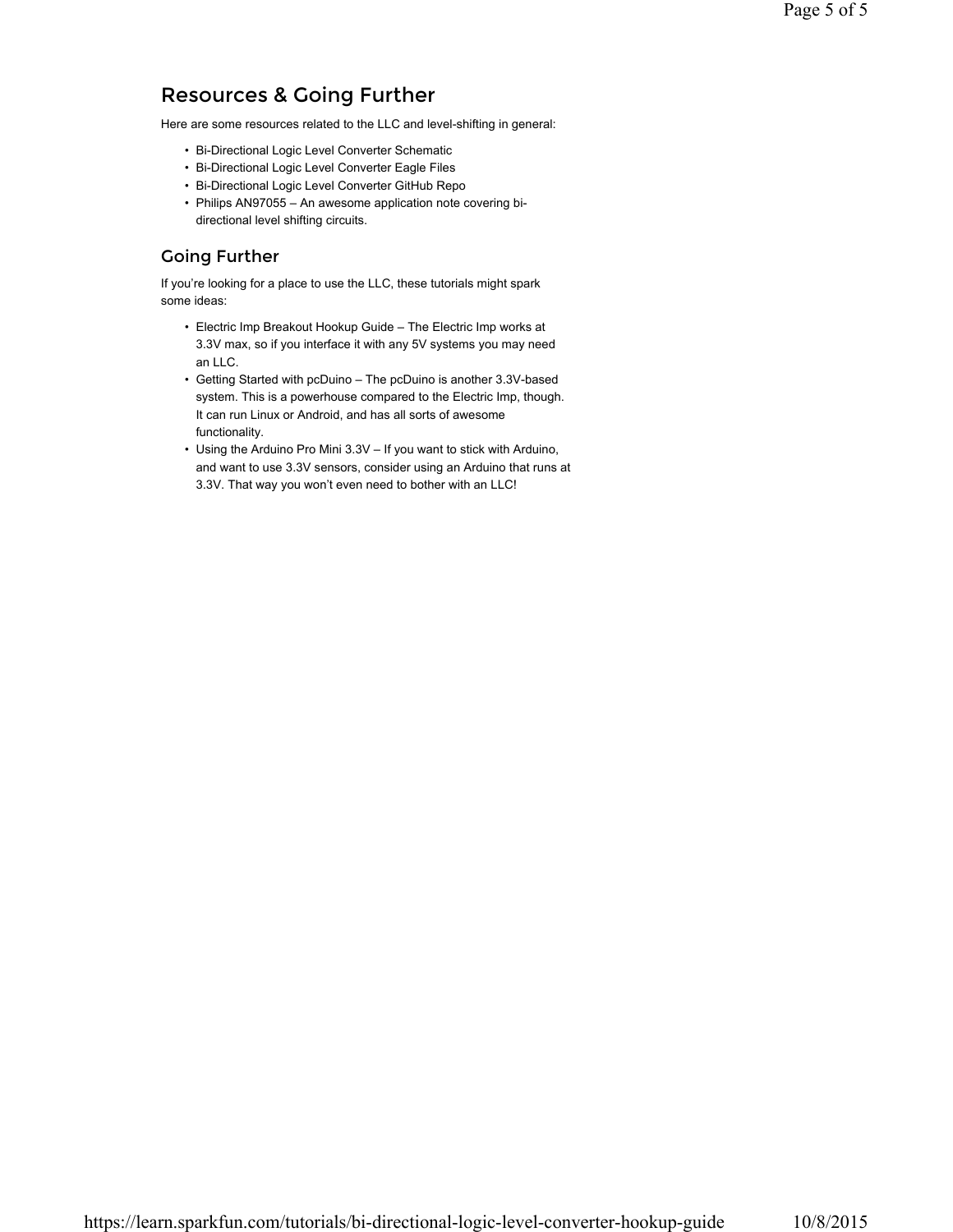## Resources & Going Further

Here are some resources related to the LLC and level-shifting in general:

- Bi-Directional Logic Level Converter Schematic
- Bi-Directional Logic Level Converter Eagle Files
- Bi-Directional Logic Level Converter GitHub Repo
- Philips AN97055 – An awesome application note covering bi-directional level shifting circuits.

### Going Further

If you're looking for a place to use the LLC, these tutorials might spark some ideas:

- Electric Imp Breakout Hookup Guide – The Electric Imp works at 3.3V max, so if you interface it with any 5V systems you may need an LLC.
- Getting Started with pcDuino – The pcDuino is another 3.3V-based system. This is a powerhouse compared to the Electric Imp, though. It can run Linux or Android, and has all sorts of awesome functionality.
- Using the Arduino Pro Mini 3.3V – If you want to stick with Arduino, and want to use 3.3V sensors, consider using an Arduino that runs at 3.3V. That way you won't even need to bother with an LLC!